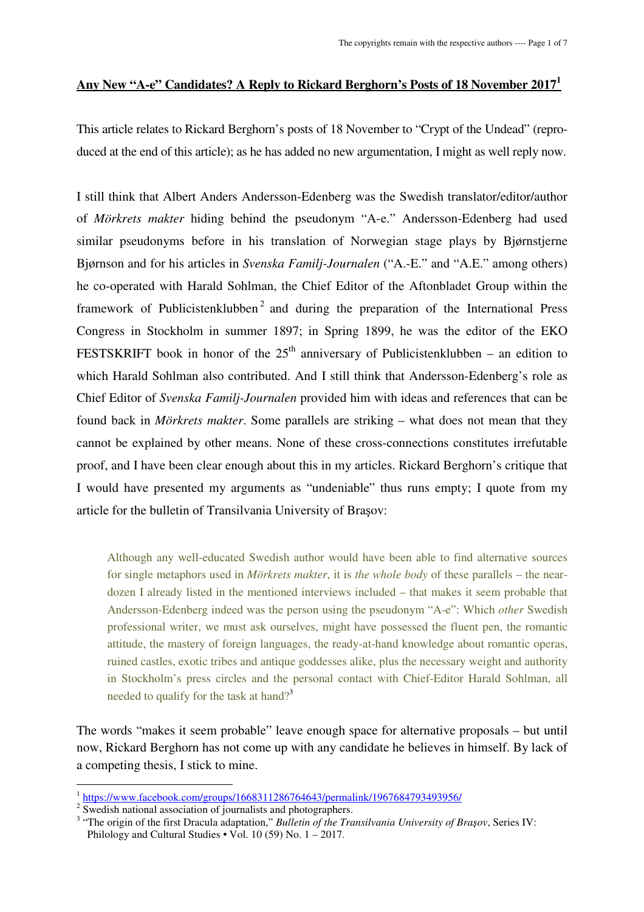# Any New "A-e" Candidates? A Reply to Rickard Berghorn's Posts of 18 November 2017[1]

This article relates to Rickard Berghorn's posts of 18 November to "Crypt of the Undead" (reproduced at the end of this article); as he has added no new argumentation, I might as well reply now.

I still think that Albert Anders Andersson-Edenberg was the Swedish translator/editor/author of *Mörkrets makter* hiding behind the pseudonym "A-e." Andersson-Edenberg had used similar pseudonyms before in his translation of Norwegian stage plays by Bjørnstjerne Bjørnson and for his articles in *Svenska Familj-Journalen* ("A.-E." and "A.E." among others) he co-operated with Harald Sohlman, the Chief Editor of the Aftonbladet Group within the framework of Publicistenklubben[2] and during the preparation of the International Press Congress in Stockholm in summer 1897; in Spring 1899, he was the editor of the EKO FESTSKRIFT book in honor of the 25th anniversary of Publicistenklubben – an edition to which Harald Sohlman also contributed. And I still think that Andersson-Edenberg's role as Chief Editor of *Svenska Familj-Journalen* provided him with ideas and references that can be found back in *Mörkrets makter*. Some parallels are striking – what does not mean that they cannot be explained by other means. None of these cross-connections constitutes irrefutable proof, and I have been clear enough about this in my articles. Rickard Berghorn's critique that I would have presented my arguments as "undeniable" thus runs empty; I quote from my article for the bulletin of Transilvania University of Braşov:

> Although any well-educated Swedish author would have been able to find alternative sources for single metaphors used in *Mörkrets makter*, it is *the whole body* of these parallels – the near-dozen I already listed in the mentioned interviews included – that makes it seem probable that Andersson-Edenberg indeed was the person using the pseudonym "A-e": Which *other* Swedish professional writer, we must ask ourselves, might have possessed the fluent pen, the romantic attitude, the mastery of foreign languages, the ready-at-hand knowledge about romantic operas, ruined castles, exotic tribes and antique goddesses alike, plus the necessary weight and authority in Stockholm's press circles and the personal contact with Chief-Editor Harald Sohlman, all needed to qualify for the task at hand?[3]

The words "makes it seem probable" leave enough space for alternative proposals – but until now, Rickard Berghorn has not come up with any candidate he believes in himself. By lack of a competing thesis, I stick to mine.

---

[1] https://www.facebook.com/groups/1668311286764643/permalink/1967684793493956/

[2] Swedish national association of journalists and photographers.

[3] "The origin of the first Dracula adaptation," *Bulletin of the Transilvania University of Braşov*, Series IV: Philology and Cultural Studies • Vol. 10 (59) No. 1 – 2017.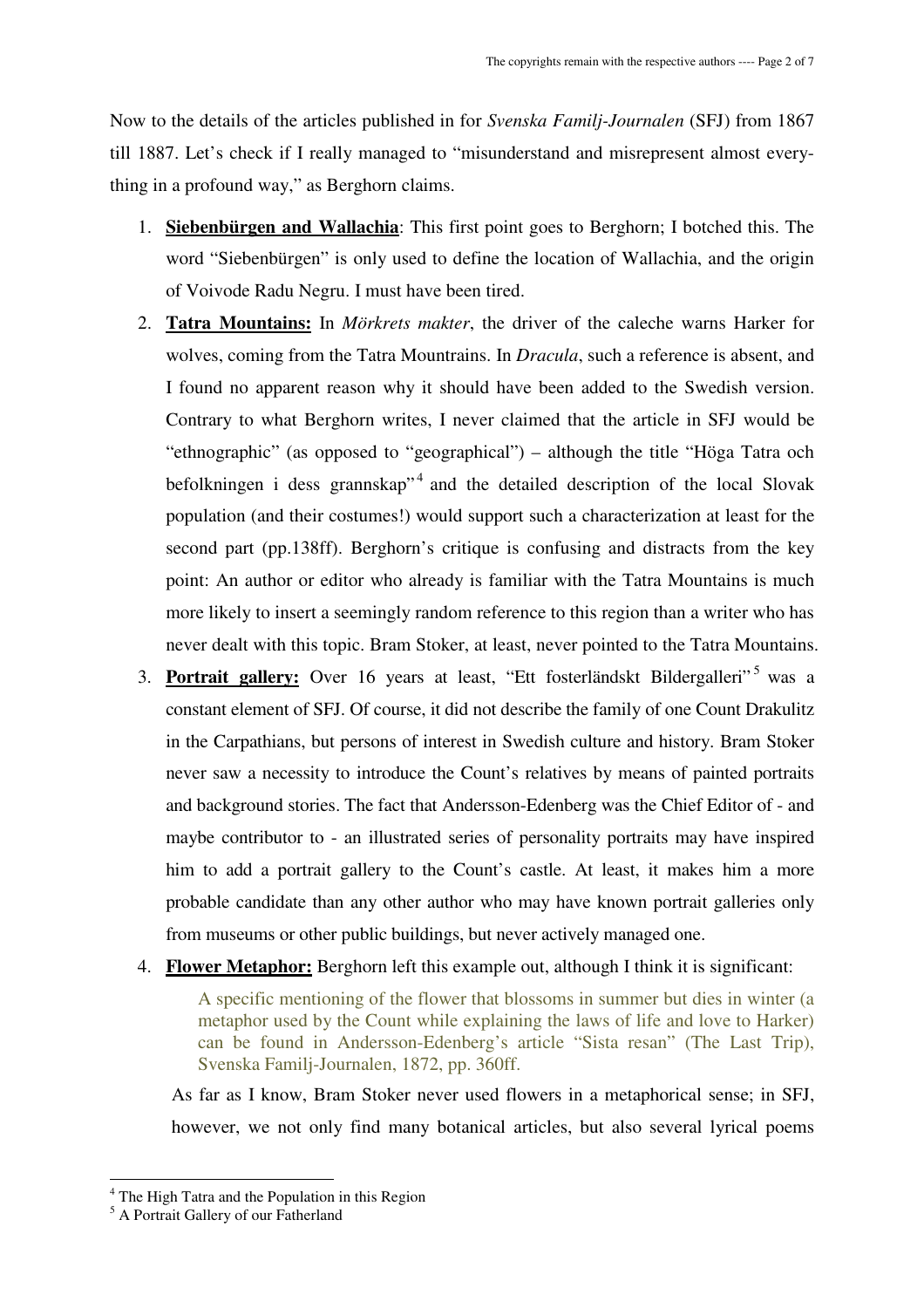Now to the details of the articles published in for *Svenska Familj-Journalen* (SFJ) from 1867 till 1887. Let's check if I really managed to "misunderstand and misrepresent almost everything in a profound way," as Berghorn claims.

1. **Siebenbürgen and Wallachia**: This first point goes to Berghorn; I botched this. The word "Siebenbürgen" is only used to define the location of Wallachia, and the origin of Voivode Radu Negru. I must have been tired.
2. **Tatra Mountains:** In *Mörkrets makter*, the driver of the caleche warns Harker for wolves, coming from the Tatra Mountrains. In *Dracula*, such a reference is absent, and I found no apparent reason why it should have been added to the Swedish version. Contrary to what Berghorn writes, I never claimed that the article in SFJ would be "ethnographic" (as opposed to "geographical") – although the title "Höga Tatra och befolkningen i dess grannskap"[4] and the detailed description of the local Slovak population (and their costumes!) would support such a characterization at least for the second part (pp.138ff). Berghorn's critique is confusing and distracts from the key point: An author or editor who already is familiar with the Tatra Mountains is much more likely to insert a seemingly random reference to this region than a writer who has never dealt with this topic. Bram Stoker, at least, never pointed to the Tatra Mountains.
3. **Portrait gallery:** Over 16 years at least, "Ett fosterländskt Bildergalleri"[5] was a constant element of SFJ. Of course, it did not describe the family of one Count Drakulitz in the Carpathians, but persons of interest in Swedish culture and history. Bram Stoker never saw a necessity to introduce the Count's relatives by means of painted portraits and background stories. The fact that Andersson-Edenberg was the Chief Editor of - and maybe contributor to - an illustrated series of personality portraits may have inspired him to add a portrait gallery to the Count's castle. At least, it makes him a more probable candidate than any other author who may have known portrait galleries only from museums or other public buildings, but never actively managed one.
4. **Flower Metaphor:** Berghorn left this example out, although I think it is significant:

   > A specific mentioning of the flower that blossoms in summer but dies in winter (a metaphor used by the Count while explaining the laws of life and love to Harker) can be found in Andersson-Edenberg's article "Sista resan" (The Last Trip), Svenska Familj-Journalen, 1872, pp. 360ff.

   As far as I know, Bram Stoker never used flowers in a metaphorical sense; in SFJ, however, we not only find many botanical articles, but also several lyrical poems

[4] The High Tatra and the Population in this Region

[5] A Portrait Gallery of our Fatherland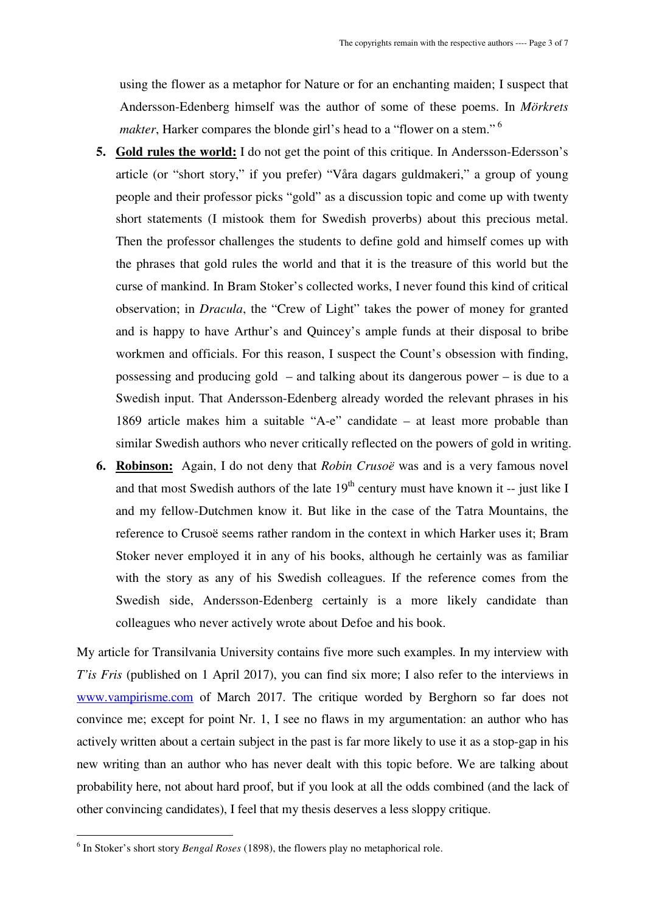using the flower as a metaphor for Nature or for an enchanting maiden; I suspect that Andersson-Edenberg himself was the author of some of these poems. In *Mörkrets makter*, Harker compares the blonde girl's head to a "flower on a stem." [6]

5. **Gold rules the world:** I do not get the point of this critique. In Andersson-Edersson's article (or "short story," if you prefer) "Våra dagars guldmakeri," a group of young people and their professor picks "gold" as a discussion topic and come up with twenty short statements (I mistook them for Swedish proverbs) about this precious metal. Then the professor challenges the students to define gold and himself comes up with the phrases that gold rules the world and that it is the treasure of this world but the curse of mankind. In Bram Stoker's collected works, I never found this kind of critical observation; in *Dracula*, the "Crew of Light" takes the power of money for granted and is happy to have Arthur's and Quincey's ample funds at their disposal to bribe workmen and officials. For this reason, I suspect the Count's obsession with finding, possessing and producing gold – and talking about its dangerous power – is due to a Swedish input. That Andersson-Edenberg already worded the relevant phrases in his 1869 article makes him a suitable "A-e" candidate – at least more probable than similar Swedish authors who never critically reflected on the powers of gold in writing.

6. **Robinson:** Again, I do not deny that *Robin Crusoë* was and is a very famous novel and that most Swedish authors of the late 19th century must have known it -- just like I and my fellow-Dutchmen know it. But like in the case of the Tatra Mountains, the reference to Crusoë seems rather random in the context in which Harker uses it; Bram Stoker never employed it in any of his books, although he certainly was as familiar with the story as any of his Swedish colleagues. If the reference comes from the Swedish side, Andersson-Edenberg certainly is a more likely candidate than colleagues who never actively wrote about Defoe and his book.

My article for Transilvania University contains five more such examples. In my interview with *T'is Fris* (published on 1 April 2017), you can find six more; I also refer to the interviews in www.vampirisme.com of March 2017. The critique worded by Berghorn so far does not convince me; except for point Nr. 1, I see no flaws in my argumentation: an author who has actively written about a certain subject in the past is far more likely to use it as a stop-gap in his new writing than an author who has never dealt with this topic before. We are talking about probability here, not about hard proof, but if you look at all the odds combined (and the lack of other convincing candidates), I feel that my thesis deserves a less sloppy critique.

[6] In Stoker's short story *Bengal Roses* (1898), the flowers play no metaphorical role.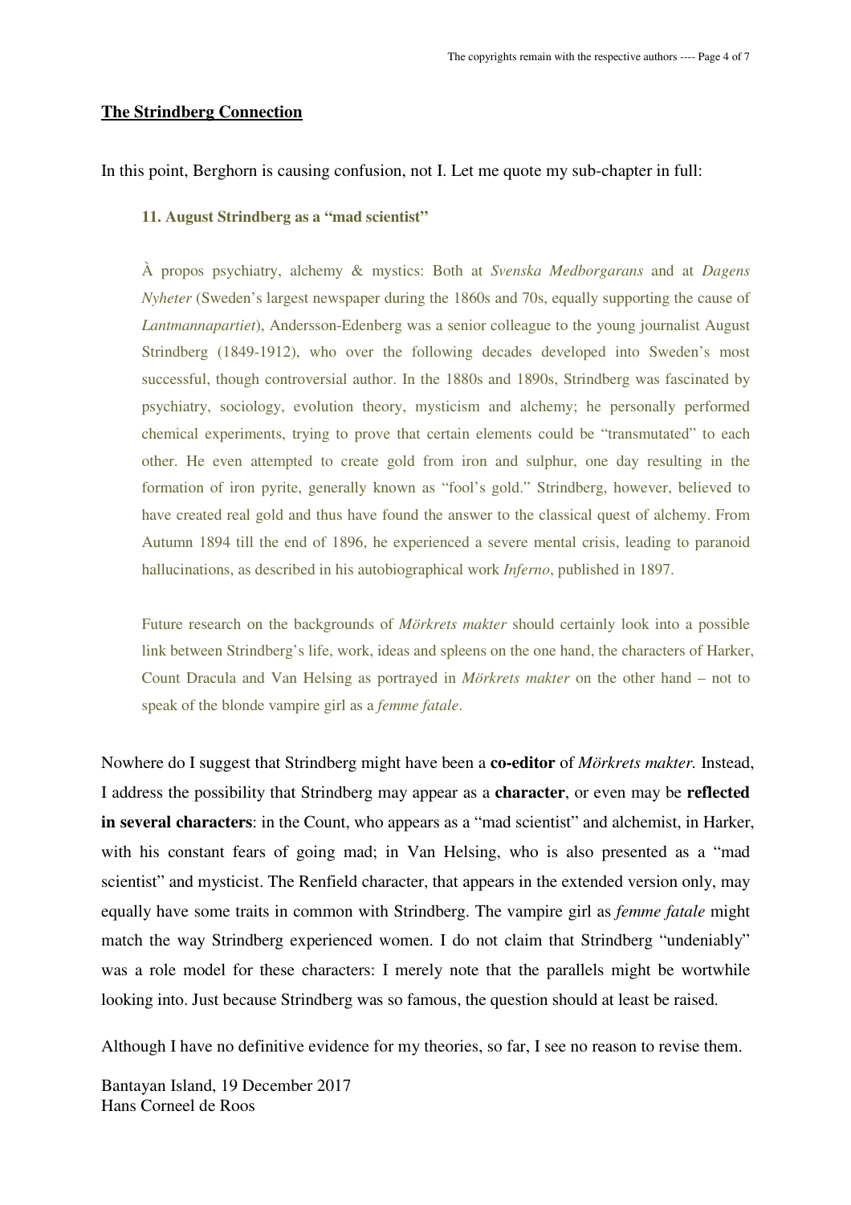**The Strindberg Connection**

In this point, Berghorn is causing confusion, not I. Let me quote my sub-chapter in full:

> **11. August Strindberg as a "mad scientist"**
>
> À propos psychiatry, alchemy & mystics: Both at *Svenska Medborgarans* and at *Dagens Nyheter* (Sweden's largest newspaper during the 1860s and 70s, equally supporting the cause of *Lantmannapartiet*), Andersson-Edenberg was a senior colleague to the young journalist August Strindberg (1849-1912), who over the following decades developed into Sweden's most successful, though controversial author. In the 1880s and 1890s, Strindberg was fascinated by psychiatry, sociology, evolution theory, mysticism and alchemy; he personally performed chemical experiments, trying to prove that certain elements could be "transmutated" to each other. He even attempted to create gold from iron and sulphur, one day resulting in the formation of iron pyrite, generally known as "fool's gold." Strindberg, however, believed to have created real gold and thus have found the answer to the classical quest of alchemy. From Autumn 1894 till the end of 1896, he experienced a severe mental crisis, leading to paranoid hallucinations, as described in his autobiographical work *Inferno*, published in 1897.
>
> Future research on the backgrounds of *Mörkrets makter* should certainly look into a possible link between Strindberg's life, work, ideas and spleens on the one hand, the characters of Harker, Count Dracula and Van Helsing as portrayed in *Mörkrets makter* on the other hand – not to speak of the blonde vampire girl as a *femme fatale*.

Nowhere do I suggest that Strindberg might have been a **co-editor** of *Mörkrets makter.* Instead, I address the possibility that Strindberg may appear as a **character**, or even may be **reflected in several characters**: in the Count, who appears as a "mad scientist" and alchemist, in Harker, with his constant fears of going mad; in Van Helsing, who is also presented as a "mad scientist" and mysticist. The Renfield character, that appears in the extended version only, may equally have some traits in common with Strindberg. The vampire girl as *femme fatale* might match the way Strindberg experienced women. I do not claim that Strindberg "undeniably" was a role model for these characters: I merely note that the parallels might be wortwhile looking into. Just because Strindberg was so famous, the question should at least be raised.

Although I have no definitive evidence for my theories, so far, I see no reason to revise them.

Bantayan Island, 19 December 2017
Hans Corneel de Roos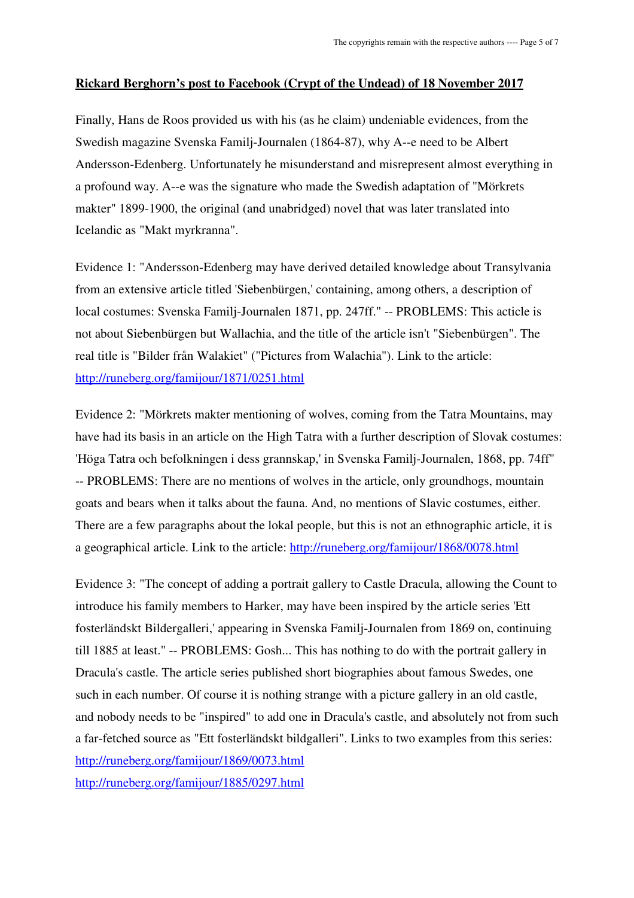**Rickard Berghorn's post to Facebook (Crypt of the Undead) of 18 November 2017**

Finally, Hans de Roos provided us with his (as he claim) undeniable evidences, from the Swedish magazine Svenska Familj-Journalen (1864-87), why A--e need to be Albert Andersson-Edenberg. Unfortunately he misunderstand and misrepresent almost everything in a profound way. A--e was the signature who made the Swedish adaptation of "Mörkrets makter" 1899-1900, the original (and unabridged) novel that was later translated into Icelandic as "Makt myrkranna".

Evidence 1: "Andersson-Edenberg may have derived detailed knowledge about Transylvania from an extensive article titled 'Siebenbürgen,' containing, among others, a description of local costumes: Svenska Familj-Journalen 1871, pp. 247ff." -- PROBLEMS: This acticle is not about Siebenbürgen but Wallachia, and the title of the article isn't "Siebenbürgen". The real title is "Bilder från Walakiet" ("Pictures from Walachia"). Link to the article: [http://runeberg.org/famijour/1871/0251.html](http://runeberg.org/famijour/1871/0251.html)

Evidence 2: "Mörkrets makter mentioning of wolves, coming from the Tatra Mountains, may have had its basis in an article on the High Tatra with a further description of Slovak costumes: 'Höga Tatra och befolkningen i dess grannskap,' in Svenska Familj-Journalen, 1868, pp. 74ff" -- PROBLEMS: There are no mentions of wolves in the article, only groundhogs, mountain goats and bears when it talks about the fauna. And, no mentions of Slavic costumes, either. There are a few paragraphs about the lokal people, but this is not an ethnographic article, it is a geographical article. Link to the article: [http://runeberg.org/famijour/1868/0078.html](http://runeberg.org/famijour/1868/0078.html)

Evidence 3: "The concept of adding a portrait gallery to Castle Dracula, allowing the Count to introduce his family members to Harker, may have been inspired by the article series 'Ett fosterländskt Bildergalleri,' appearing in Svenska Familj-Journalen from 1869 on, continuing till 1885 at least." -- PROBLEMS: Gosh... This has nothing to do with the portrait gallery in Dracula's castle. The article series published short biographies about famous Swedes, one such in each number. Of course it is nothing strange with a picture gallery in an old castle, and nobody needs to be "inspired" to add one in Dracula's castle, and absolutely not from such a far-fetched source as "Ett fosterländskt bildgalleri". Links to two examples from this series:
[http://runeberg.org/famijour/1869/0073.html](http://runeberg.org/famijour/1869/0073.html)
[http://runeberg.org/famijour/1885/0297.html](http://runeberg.org/famijour/1885/0297.html)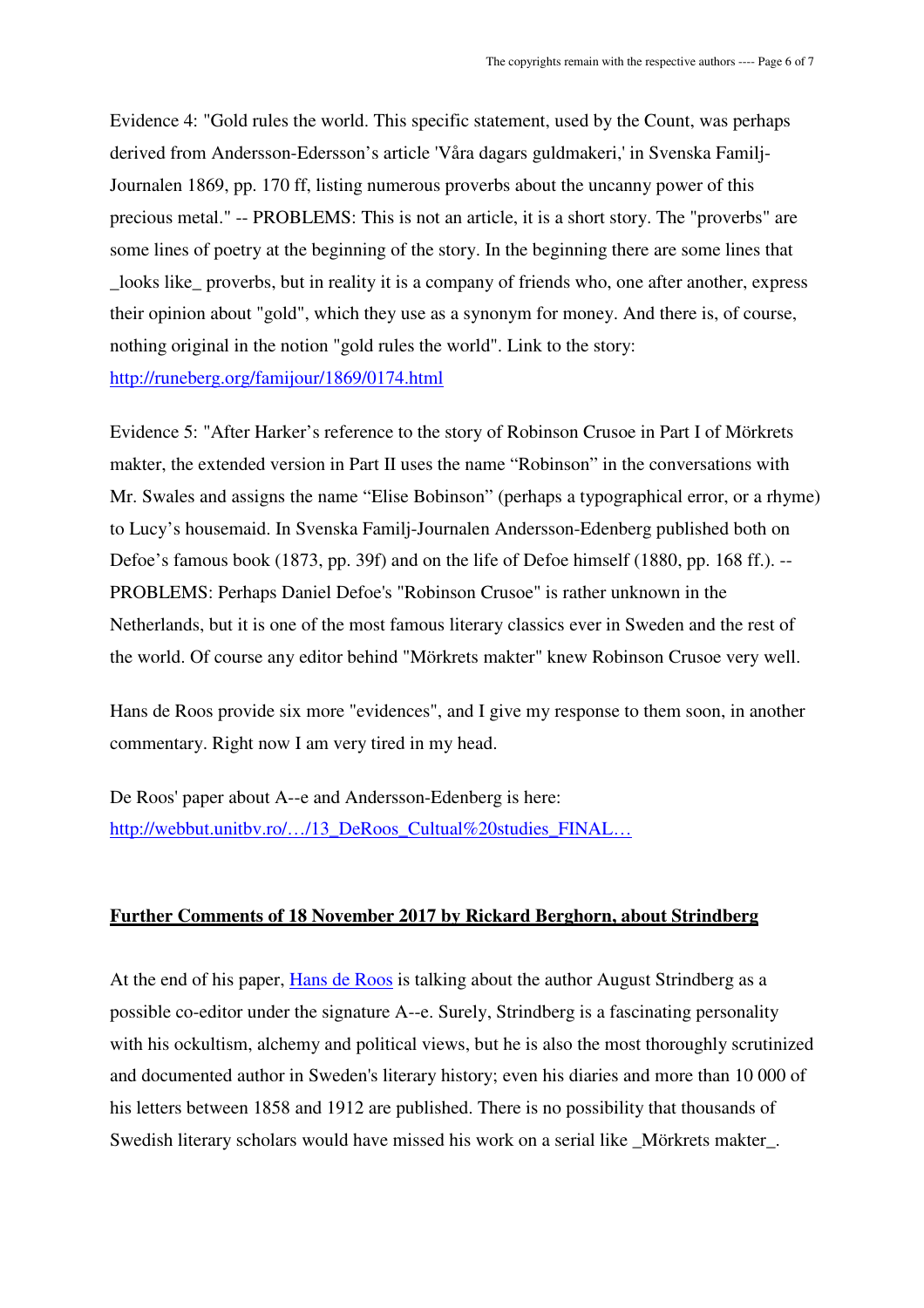Evidence 4: "Gold rules the world. This specific statement, used by the Count, was perhaps derived from Andersson-Edersson's article 'Våra dagars guldmakeri,' in Svenska Familj-Journalen 1869, pp. 170 ff, listing numerous proverbs about the uncanny power of this precious metal." -- PROBLEMS: This is not an article, it is a short story. The "proverbs" are some lines of poetry at the beginning of the story. In the beginning there are some lines that _looks like_ proverbs, but in reality it is a company of friends who, one after another, express their opinion about "gold", which they use as a synonym for money. And there is, of course, nothing original in the notion "gold rules the world". Link to the story: [http://runeberg.org/famijour/1869/0174.html](http://runeberg.org/famijour/1869/0174.html)

Evidence 5: "After Harker's reference to the story of Robinson Crusoe in Part I of Mörkrets makter, the extended version in Part II uses the name "Robinson" in the conversations with Mr. Swales and assigns the name "Elise Bobinson" (perhaps a typographical error, or a rhyme) to Lucy's housemaid. In Svenska Familj-Journalen Andersson-Edenberg published both on Defoe's famous book (1873, pp. 39f) and on the life of Defoe himself (1880, pp. 168 ff.). -- PROBLEMS: Perhaps Daniel Defoe's "Robinson Crusoe" is rather unknown in the Netherlands, but it is one of the most famous literary classics ever in Sweden and the rest of the world. Of course any editor behind "Mörkrets makter" knew Robinson Crusoe very well.

Hans de Roos provide six more "evidences", and I give my response to them soon, in another commentary. Right now I am very tired in my head.

De Roos' paper about A--e and Andersson-Edenberg is here: [http://webbut.unitbv.ro/…/13_DeRoos_Cultual%20studies_FINAL…](http://webbut.unitbv.ro/…/13_DeRoos_Cultual%20studies_FINAL…)

## Further Comments of 18 November 2017 by Rickard Berghorn, about Strindberg

At the end of his paper, [Hans de Roos]() is talking about the author August Strindberg as a possible co-editor under the signature A--e. Surely, Strindberg is a fascinating personality with his ockultism, alchemy and political views, but he is also the most thoroughly scrutinized and documented author in Sweden's literary history; even his diaries and more than 10 000 of his letters between 1858 and 1912 are published. There is no possibility that thousands of Swedish literary scholars would have missed his work on a serial like _Mörkrets makter_.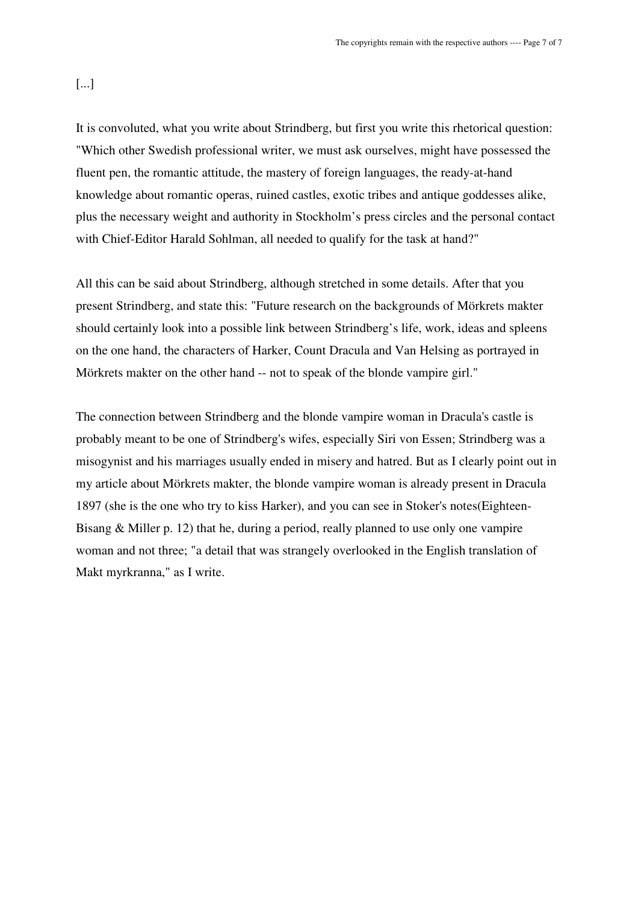[...]

It is convoluted, what you write about Strindberg, but first you write this rhetorical question: "Which other Swedish professional writer, we must ask ourselves, might have possessed the fluent pen, the romantic attitude, the mastery of foreign languages, the ready-at-hand knowledge about romantic operas, ruined castles, exotic tribes and antique goddesses alike, plus the necessary weight and authority in Stockholm's press circles and the personal contact with Chief-Editor Harald Sohlman, all needed to qualify for the task at hand?"

All this can be said about Strindberg, although stretched in some details. After that you present Strindberg, and state this: "Future research on the backgrounds of Mörkrets makter should certainly look into a possible link between Strindberg's life, work, ideas and spleens on the one hand, the characters of Harker, Count Dracula and Van Helsing as portrayed in Mörkrets makter on the other hand -- not to speak of the blonde vampire girl."

The connection between Strindberg and the blonde vampire woman in Dracula's castle is probably meant to be one of Strindberg's wifes, especially Siri von Essen; Strindberg was a misogynist and his marriages usually ended in misery and hatred. But as I clearly point out in my article about Mörkrets makter, the blonde vampire woman is already present in Dracula 1897 (she is the one who try to kiss Harker), and you can see in Stoker's notes(Eighteen-Bisang & Miller p. 12) that he, during a period, really planned to use only one vampire woman and not three; "a detail that was strangely overlooked in the English translation of Makt myrkranna," as I write.